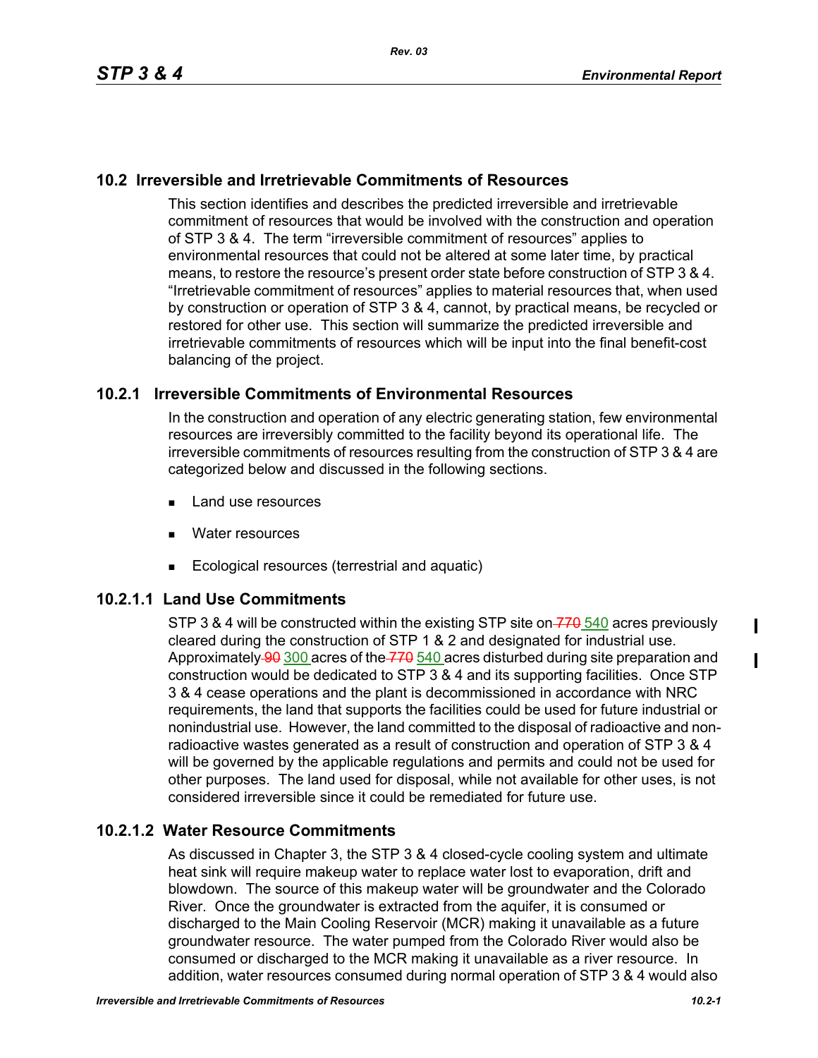## 10.2 Irreversible and Irretrievable Commitments of Resources

This section identifies and describes the predicted irreversible and irretrievable commitment of resources that would be involved with the construction and operation of STP 3 & 4. The term "irreversible commitment of resources" applies to environmental resources that could not be altered at some later time, by practical means, to restore the resource's present order state before construction of STP 3 & 4. "Irretrievable commitment of resources" applies to material resources that, when used by construction or operation of STP 3 & 4, cannot, by practical means, be recycled or restored for other use. This section will summarize the predicted irreversible and irretrievable commitments of resources which will be input into the final benefit-cost balancing of the project.

### 10.2.1 Irreversible Commitments of Environmental Resources

In the construction and operation of any electric generating station, few environmental resources are irreversibly committed to the facility beyond its operational life. The irreversible commitments of resources resulting from the construction of STP 3 & 4 are categorized below and discussed in the following sections.

- Land use resources
- Water resources
- Ecological resources (terrestrial and aquatic)

#### 10.2.1.1 Land Use Commitments

STP 3 & 4 will be constructed within the existing STP site on ~~770~~ 540 acres previously cleared during the construction of STP 1 & 2 and designated for industrial use. Approximately ~~90~~ 300 acres of the ~~770~~ 540 acres disturbed during site preparation and construction would be dedicated to STP 3 & 4 and its supporting facilities. Once STP 3 & 4 cease operations and the plant is decommissioned in accordance with NRC requirements, the land that supports the facilities could be used for future industrial or nonindustrial use. However, the land committed to the disposal of radioactive and non-radioactive wastes generated as a result of construction and operation of STP 3 & 4 will be governed by the applicable regulations and permits and could not be used for other purposes. The land used for disposal, while not available for other uses, is not considered irreversible since it could be remediated for future use.

#### 10.2.1.2 Water Resource Commitments

As discussed in Chapter 3, the STP 3 & 4 closed-cycle cooling system and ultimate heat sink will require makeup water to replace water lost to evaporation, drift and blowdown. The source of this makeup water will be groundwater and the Colorado River. Once the groundwater is extracted from the aquifer, it is consumed or discharged to the Main Cooling Reservoir (MCR) making it unavailable as a future groundwater resource. The water pumped from the Colorado River would also be consumed or discharged to the MCR making it unavailable as a river resource. In addition, water resources consumed during normal operation of STP 3 & 4 would also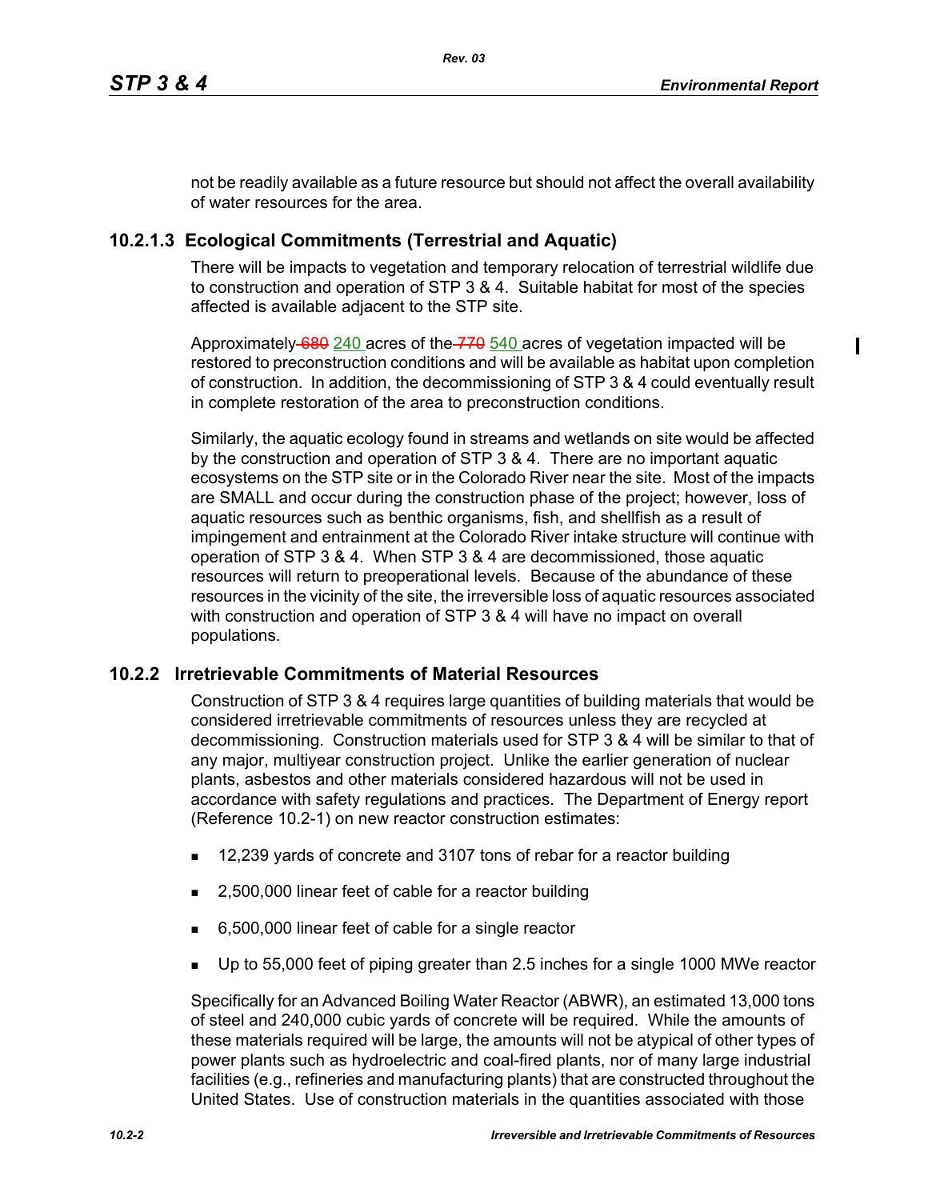not be readily available as a future resource but should not affect the overall availability of water resources for the area.

### 10.2.1.3 Ecological Commitments (Terrestrial and Aquatic)

There will be impacts to vegetation and temporary relocation of terrestrial wildlife due to construction and operation of STP 3 & 4. Suitable habitat for most of the species affected is available adjacent to the STP site.

Approximately ~~680~~ 240 acres of the ~~770~~ 540 acres of vegetation impacted will be restored to preconstruction conditions and will be available as habitat upon completion of construction. In addition, the decommissioning of STP 3 & 4 could eventually result in complete restoration of the area to preconstruction conditions.

Similarly, the aquatic ecology found in streams and wetlands on site would be affected by the construction and operation of STP 3 & 4. There are no important aquatic ecosystems on the STP site or in the Colorado River near the site. Most of the impacts are SMALL and occur during the construction phase of the project; however, loss of aquatic resources such as benthic organisms, fish, and shellfish as a result of impingement and entrainment at the Colorado River intake structure will continue with operation of STP 3 & 4. When STP 3 & 4 are decommissioned, those aquatic resources will return to preoperational levels. Because of the abundance of these resources in the vicinity of the site, the irreversible loss of aquatic resources associated with construction and operation of STP 3 & 4 will have no impact on overall populations.

## 10.2.2 Irretrievable Commitments of Material Resources

Construction of STP 3 & 4 requires large quantities of building materials that would be considered irretrievable commitments of resources unless they are recycled at decommissioning. Construction materials used for STP 3 & 4 will be similar to that of any major, multiyear construction project. Unlike the earlier generation of nuclear plants, asbestos and other materials considered hazardous will not be used in accordance with safety regulations and practices. The Department of Energy report (Reference 10.2-1) on new reactor construction estimates:

- 12,239 yards of concrete and 3107 tons of rebar for a reactor building
- 2,500,000 linear feet of cable for a reactor building
- 6,500,000 linear feet of cable for a single reactor
- Up to 55,000 feet of piping greater than 2.5 inches for a single 1000 MWe reactor

Specifically for an Advanced Boiling Water Reactor (ABWR), an estimated 13,000 tons of steel and 240,000 cubic yards of concrete will be required. While the amounts of these materials required will be large, the amounts will not be atypical of other types of power plants such as hydroelectric and coal-fired plants, nor of many large industrial facilities (e.g., refineries and manufacturing plants) that are constructed throughout the United States. Use of construction materials in the quantities associated with those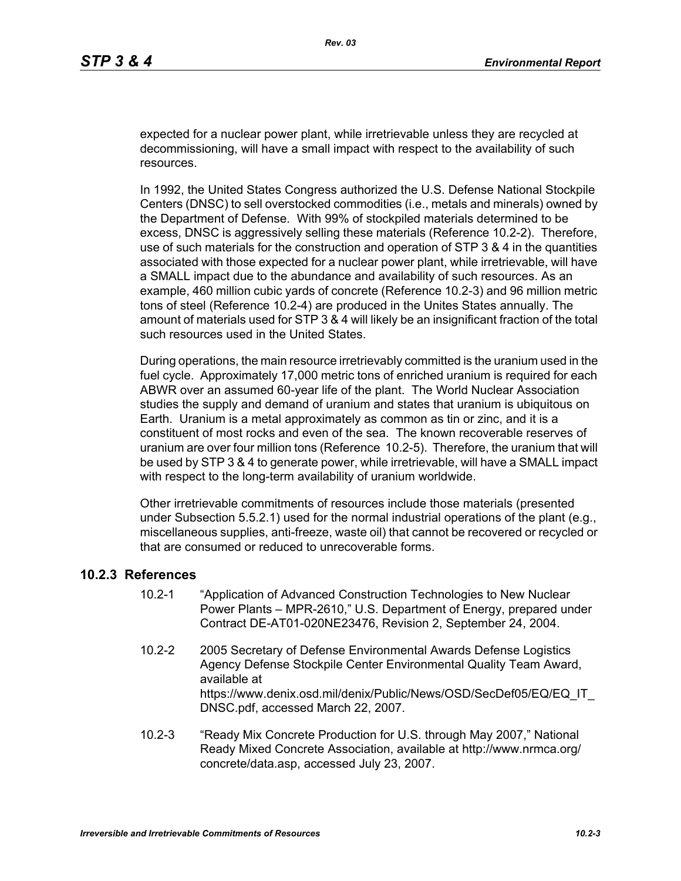expected for a nuclear power plant, while irretrievable unless they are recycled at decommissioning, will have a small impact with respect to the availability of such resources.

In 1992, the United States Congress authorized the U.S. Defense National Stockpile Centers (DNSC) to sell overstocked commodities (i.e., metals and minerals) owned by the Department of Defense. With 99% of stockpiled materials determined to be excess, DNSC is aggressively selling these materials (Reference 10.2-2). Therefore, use of such materials for the construction and operation of STP 3 & 4 in the quantities associated with those expected for a nuclear power plant, while irretrievable, will have a SMALL impact due to the abundance and availability of such resources. As an example, 460 million cubic yards of concrete (Reference 10.2-3) and 96 million metric tons of steel (Reference 10.2-4) are produced in the Unites States annually. The amount of materials used for STP 3 & 4 will likely be an insignificant fraction of the total such resources used in the United States.

During operations, the main resource irretrievably committed is the uranium used in the fuel cycle. Approximately 17,000 metric tons of enriched uranium is required for each ABWR over an assumed 60-year life of the plant. The World Nuclear Association studies the supply and demand of uranium and states that uranium is ubiquitous on Earth. Uranium is a metal approximately as common as tin or zinc, and it is a constituent of most rocks and even of the sea. The known recoverable reserves of uranium are over four million tons (Reference 10.2-5). Therefore, the uranium that will be used by STP 3 & 4 to generate power, while irretrievable, will have a SMALL impact with respect to the long-term availability of uranium worldwide.

Other irretrievable commitments of resources include those materials (presented under Subsection 5.5.2.1) used for the normal industrial operations of the plant (e.g., miscellaneous supplies, anti-freeze, waste oil) that cannot be recovered or recycled or that are consumed or reduced to unrecoverable forms.

### 10.2.3 References

- 10.2-1 "Application of Advanced Construction Technologies to New Nuclear Power Plants – MPR-2610," U.S. Department of Energy, prepared under Contract DE-AT01-020NE23476, Revision 2, September 24, 2004.
- 10.2-2 2005 Secretary of Defense Environmental Awards Defense Logistics Agency Defense Stockpile Center Environmental Quality Team Award, available at https://www.denix.osd.mil/denix/Public/News/OSD/SecDef05/EQ/EQ_IT_DNSC.pdf, accessed March 22, 2007.
- 10.2-3 "Ready Mix Concrete Production for U.S. through May 2007," National Ready Mixed Concrete Association, available at http://www.nrmca.org/concrete/data.asp, accessed July 23, 2007.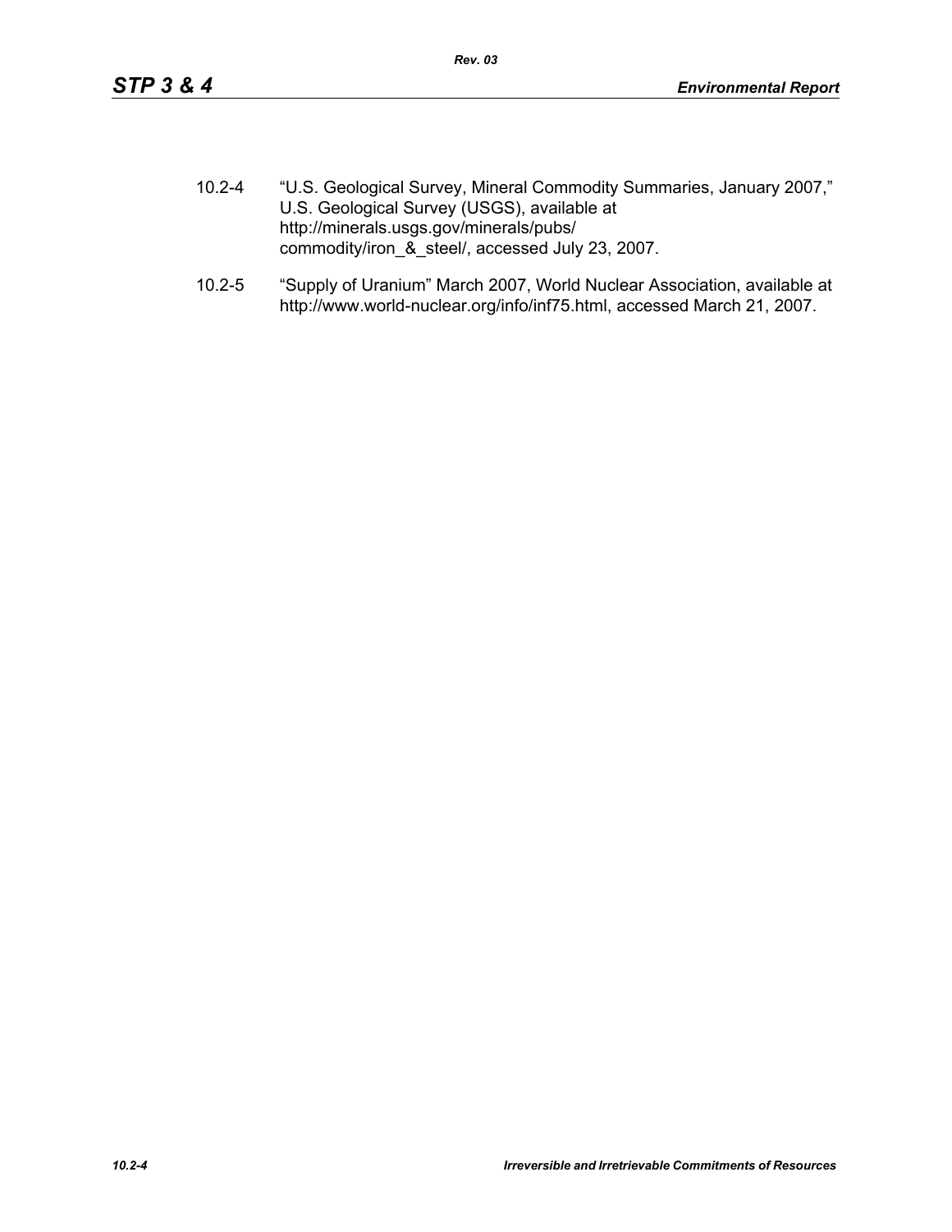10.2-4 "U.S. Geological Survey, Mineral Commodity Summaries, January 2007," U.S. Geological Survey (USGS), available at http://minerals.usgs.gov/minerals/pubs/commodity/iron_&_steel/, accessed July 23, 2007.

10.2-5 "Supply of Uranium" March 2007, World Nuclear Association, available at http://www.world-nuclear.org/info/inf75.html, accessed March 21, 2007.